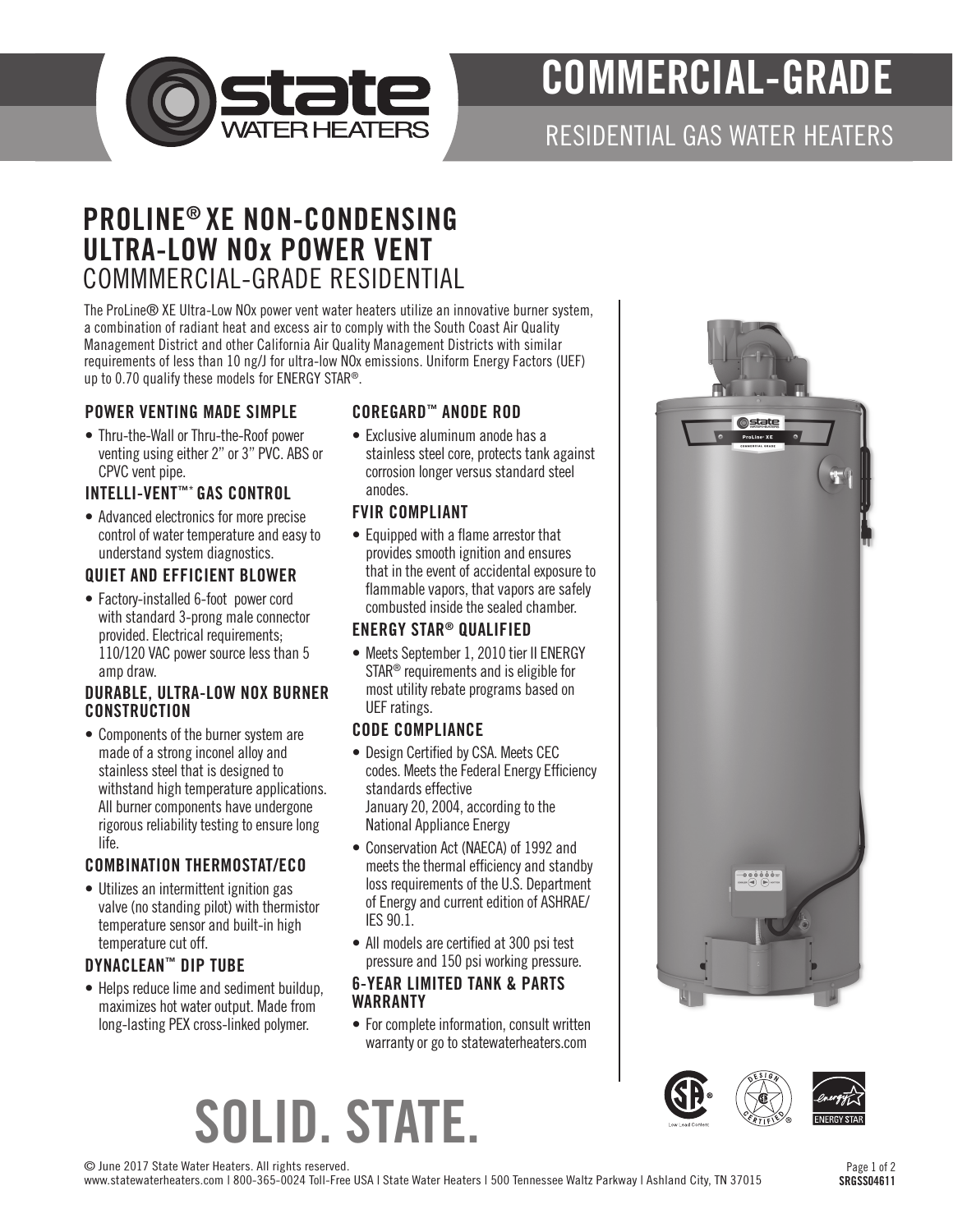# COMMERCIAL-GRADE

## RESIDENTIAL GAS WATER HEATERS

## PROLINE® XE NON-CONDENSING ULTRA-LOW NOx POWER VENT

COMMMERCIAL-GRADE RESIDENTIAL

The ProLine® XE Ultra-Low NOx power vent water heaters utilize an innovative burner system, a combination of radiant heat and excess air to comply with the South Coast Air Quality Management District and other California Air Quality Management Districts with similar requirements of less than 10 ng/J for ultra-low NOx emissions. Uniform Energy Factors (UEF) up to 0.70 qualify these models for ENERGY STAR®.

### POWER VENTING MADE SIMPLE

- Thru-the-Wall or Thru-the-Roof power venting using either 2" or 3" PVC. ABS or CPVC vent pipe.

### INTELLI-VENT™* GAS CONTROL

- Advanced electronics for more precise control of water temperature and easy to understand system diagnostics.

### QUIET AND EFFICIENT BLOWER

- Factory-installed 6-foot power cord with standard 3-prong male connector provided. Electrical requirements; 110/120 VAC power source less than 5 amp draw.

### DURABLE, ULTRA-LOW NOX BURNER CONSTRUCTION

- Components of the burner system are made of a strong inconel alloy and stainless steel that is designed to withstand high temperature applications. All burner components have undergone rigorous reliability testing to ensure long life.

### COMBINATION THERMOSTAT/ECO

- Utilizes an intermittent ignition gas valve (no standing pilot) with thermistor temperature sensor and built-in high temperature cut off.

### DYNACLEAN™ DIP TUBE

- Helps reduce lime and sediment buildup, maximizes hot water output. Made from long-lasting PEX cross-linked polymer.

### COREGARD™ ANODE ROD

- Exclusive aluminum anode has a stainless steel core, protects tank against corrosion longer versus standard steel anodes.

### FVIR COMPLIANT

- Equipped with a flame arrestor that provides smooth ignition and ensures that in the event of accidental exposure to flammable vapors, that vapors are safely combusted inside the sealed chamber.

### ENERGY STAR® QUALIFIED

- Meets September 1, 2010 tier II ENERGY STAR® requirements and is eligible for most utility rebate programs based on UEF ratings.

### CODE COMPLIANCE

- Design Certified by CSA. Meets CEC codes. Meets the Federal Energy Efficiency standards effective January 20, 2004, according to the National Appliance Energy
- Conservation Act (NAECA) of 1992 and meets the thermal efficiency and standby loss requirements of the U.S. Department of Energy and current edition of ASHRAE/IES 90.1.
- All models are certified at 300 psi test pressure and 150 psi working pressure.

### 6-YEAR LIMITED TANK & PARTS WARRANTY

- For complete information, consult written warranty or go to statewaterheaters.com

# SOLID. STATE.

© June 2017 State Water Heaters. All rights reserved.
www.statewaterheaters.com | 800-365-0024 Toll-Free USA | State Water Heaters | 500 Tennessee Waltz Parkway | Ashland City, TN 37015

SRGSS04611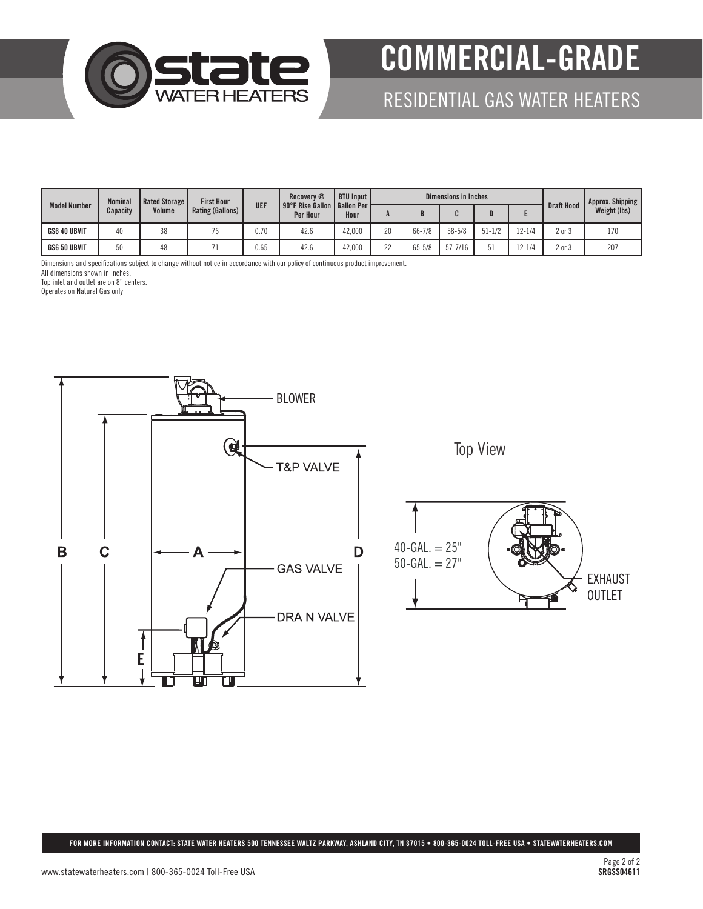# COMMERCIAL-GRADE

## RESIDENTIAL GAS WATER HEATERS

| Model Number | Nominal Capacity | Rated Storage Volume | First Hour Rating (Gallons) | UEF | Recovery @ 90°F Rise Gallon Per Hour | BTU Input Gallon Per Hour | Dimensions in Inches | | | | | Draft Hood | Approx. Shipping Weight (lbs) |
|---|---|---|---|---|---|---|---|---|---|---|---|---|---|
| | | | | | | | A | B | C | D | E | | |
| GS6 40 UBVIT | 40 | 38 | 76 | 0.70 | 42.6 | 42,000 | 20 | 66-7/8 | 58-5/8 | 51-1/2 | 12-1/4 | 2 or 3 | 170 |
| GS6 50 UBVIT | 50 | 48 | 71 | 0.65 | 42.6 | 42,000 | 22 | 65-5/8 | 57-7/16 | 51 | 12-1/4 | 2 or 3 | 207 |

Dimensions and specifications subject to change without notice in accordance with our policy of continuous product improvement.
All dimensions shown in inches.
Top inlet and outlet are on 8" centers.
Operates on Natural Gas only

BLOWER
T&P VALVE
GAS VALVE
DRAIN VALVE
B C A D E

Top View

40-GAL. = 25"
50-GAL. = 27"

EXHAUST OUTLET

**FOR MORE INFORMATION CONTACT: STATE WATER HEATERS 500 TENNESSEE WALTZ PARKWAY, ASHLAND CITY, TN 37015 • 800-365-0024 TOLL-FREE USA • STATEWATERHEATERS.COM**

**SRGSS04611**